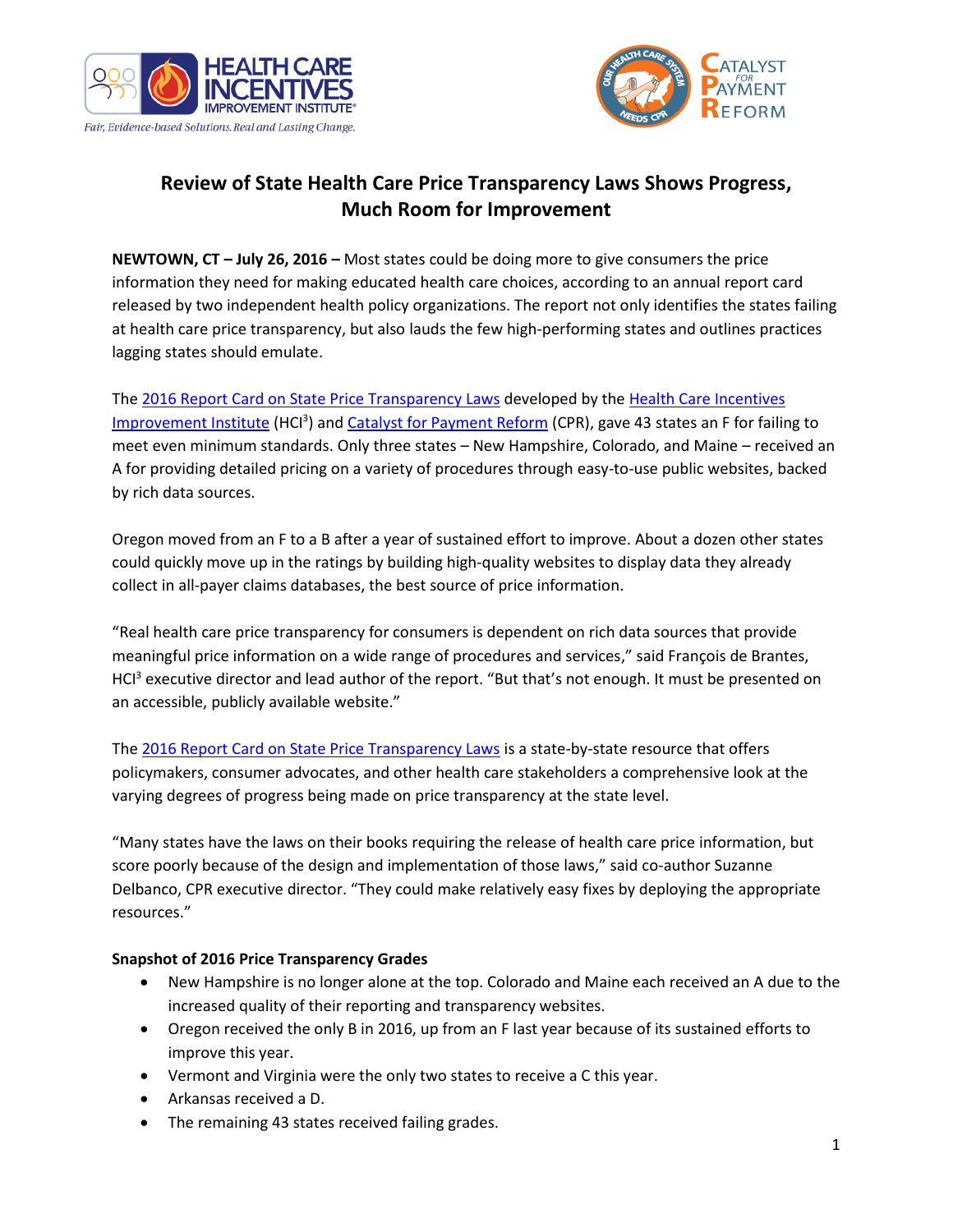# Review of State Health Care Price Transparency Laws Shows Progress, Much Room for Improvement

**NEWTOWN, CT – July 26, 2016 –** Most states could be doing more to give consumers the price information they need for making educated health care choices, according to an annual report card released by two independent health policy organizations. The report not only identifies the states failing at health care price transparency, but also lauds the few high-performing states and outlines practices lagging states should emulate.

The 2016 Report Card on State Price Transparency Laws developed by the Health Care Incentives Improvement Institute (HCI[3]) and Catalyst for Payment Reform (CPR), gave 43 states an F for failing to meet even minimum standards. Only three states – New Hampshire, Colorado, and Maine – received an A for providing detailed pricing on a variety of procedures through easy-to-use public websites, backed by rich data sources.

Oregon moved from an F to a B after a year of sustained effort to improve. About a dozen other states could quickly move up in the ratings by building high-quality websites to display data they already collect in all-payer claims databases, the best source of price information.

"Real health care price transparency for consumers is dependent on rich data sources that provide meaningful price information on a wide range of procedures and services," said François de Brantes, HCI[3] executive director and lead author of the report. "But that's not enough. It must be presented on an accessible, publicly available website."

The 2016 Report Card on State Price Transparency Laws is a state-by-state resource that offers policymakers, consumer advocates, and other health care stakeholders a comprehensive look at the varying degrees of progress being made on price transparency at the state level.

"Many states have the laws on their books requiring the release of health care price information, but score poorly because of the design and implementation of those laws," said co-author Suzanne Delbanco, CPR executive director. "They could make relatively easy fixes by deploying the appropriate resources."

**Snapshot of 2016 Price Transparency Grades**

- New Hampshire is no longer alone at the top. Colorado and Maine each received an A due to the increased quality of their reporting and transparency websites.
- Oregon received the only B in 2016, up from an F last year because of its sustained efforts to improve this year.
- Vermont and Virginia were the only two states to receive a C this year.
- Arkansas received a D.
- The remaining 43 states received failing grades.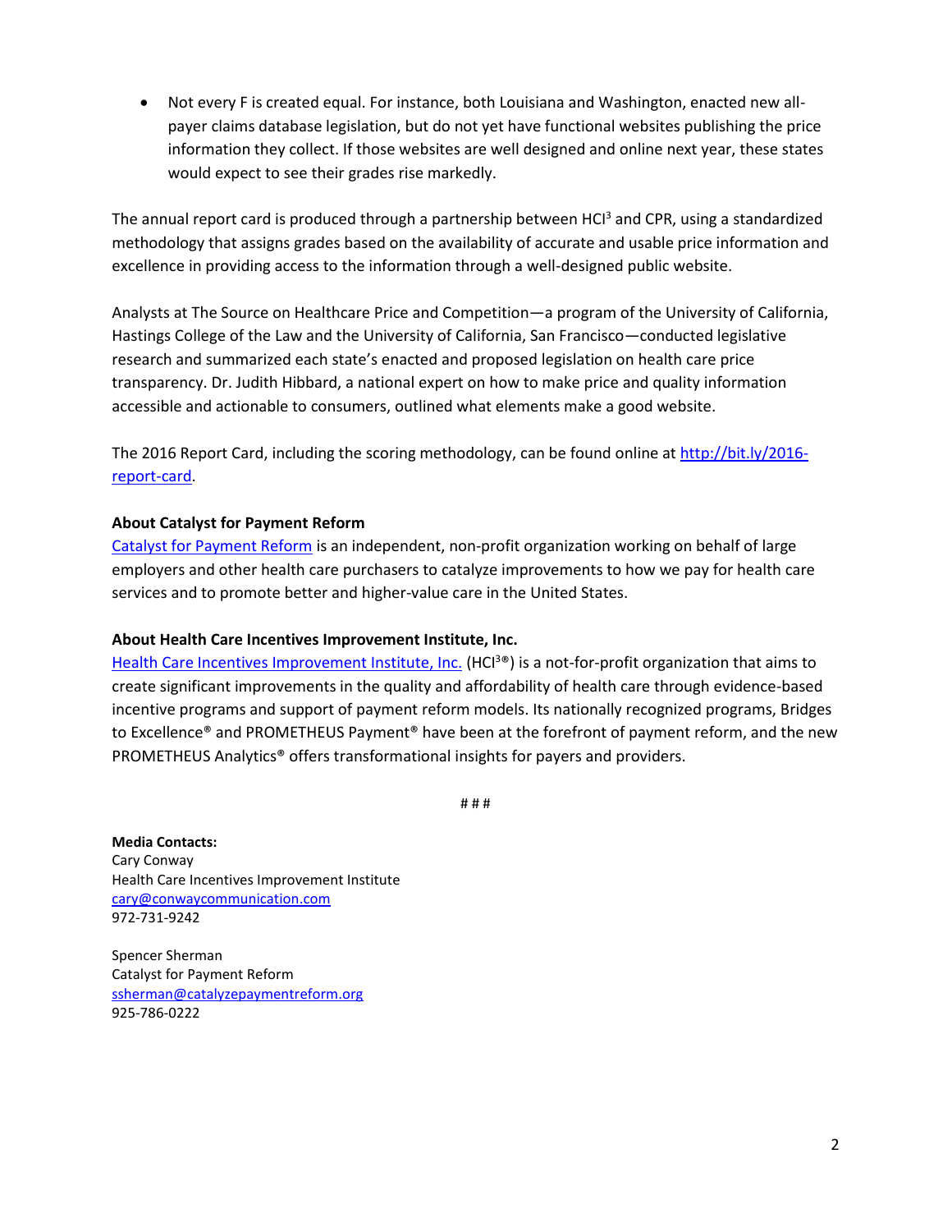- Not every F is created equal. For instance, both Louisiana and Washington, enacted new all-payer claims database legislation, but do not yet have functional websites publishing the price information they collect. If those websites are well designed and online next year, these states would expect to see their grades rise markedly.

The annual report card is produced through a partnership between $HCI^3$ and CPR, using a standardized methodology that assigns grades based on the availability of accurate and usable price information and excellence in providing access to the information through a well-designed public website.

Analysts at The Source on Healthcare Price and Competition—a program of the University of California, Hastings College of the Law and the University of California, San Francisco—conducted legislative research and summarized each state's enacted and proposed legislation on health care price transparency. Dr. Judith Hibbard, a national expert on how to make price and quality information accessible and actionable to consumers, outlined what elements make a good website.

The 2016 Report Card, including the scoring methodology, can be found online at http://bit.ly/2016-report-card.

**About Catalyst for Payment Reform**

Catalyst for Payment Reform is an independent, non-profit organization working on behalf of large employers and other health care purchasers to catalyze improvements to how we pay for health care services and to promote better and higher-value care in the United States.

**About Health Care Incentives Improvement Institute, Inc.**

Health Care Incentives Improvement Institute, Inc. ($HCI^{3®}$) is a not-for-profit organization that aims to create significant improvements in the quality and affordability of health care through evidence-based incentive programs and support of payment reform models. Its nationally recognized programs, Bridges to Excellence® and PROMETHEUS Payment® have been at the forefront of payment reform, and the new PROMETHEUS Analytics® offers transformational insights for payers and providers.

# # #

**Media Contacts:**
Cary Conway
Health Care Incentives Improvement Institute
cary@conwaycommunication.com
972-731-9242

Spencer Sherman
Catalyst for Payment Reform
ssherman@catalyzepaymentreform.org
925-786-0222